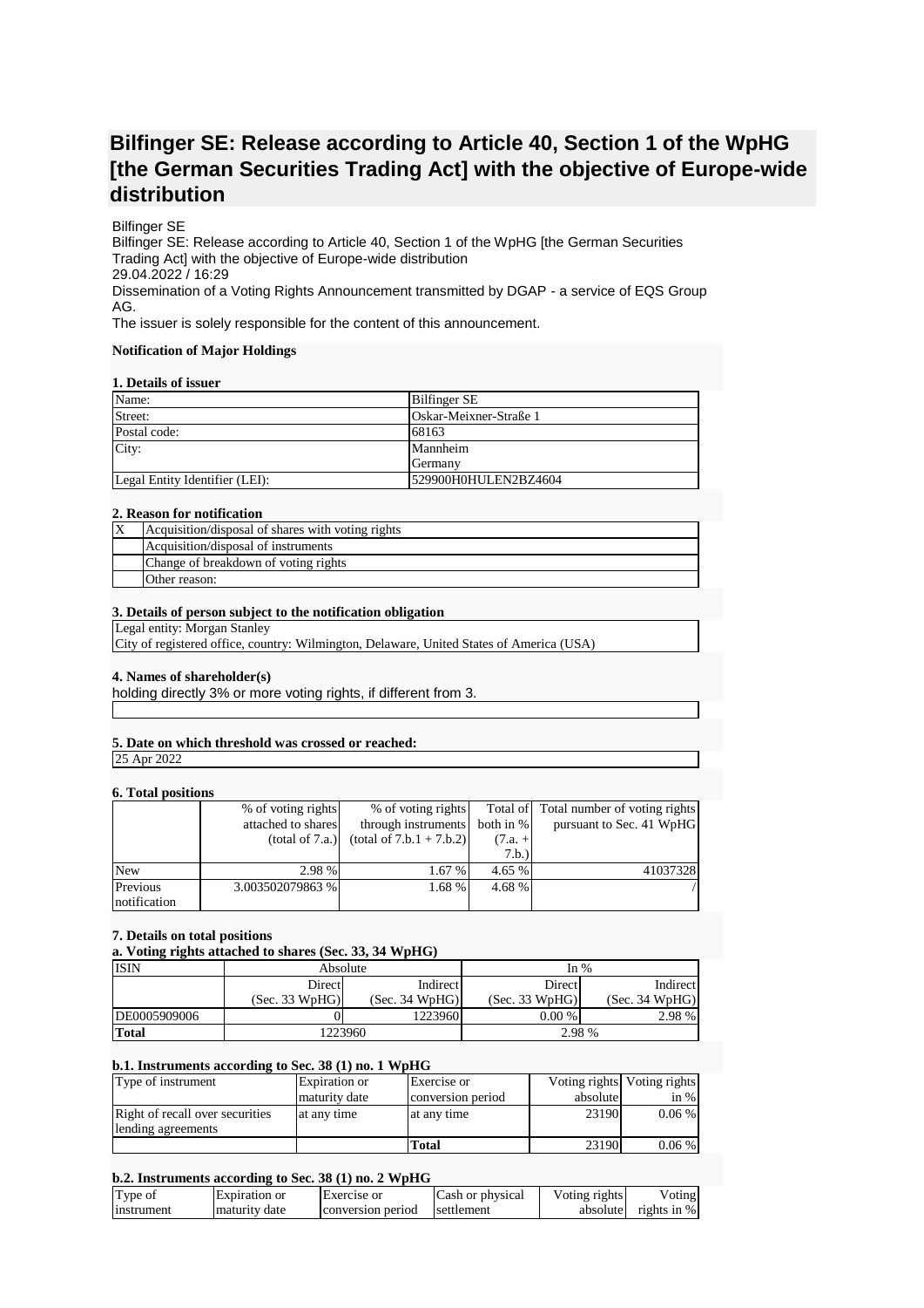# Bilfinger SE: Release according to Article 40, Section 1 of the WpHG [the German Securities Trading Act] with the objective of Europe-wide distribution

Bilfinger SE
Bilfinger SE: Release according to Article 40, Section 1 of the WpHG [the German Securities Trading Act] with the objective of Europe-wide distribution
29.04.2022 / 16:29
Dissemination of a Voting Rights Announcement transmitted by DGAP - a service of EQS Group AG.
The issuer is solely responsible for the content of this announcement.

**Notification of Major Holdings**

**1. Details of issuer**

| | |
|---|---|
| Name: | Bilfinger SE |
| Street: | Oskar-Meixner-Straße 1 |
| Postal code: | 68163 |
| City: | Mannheim<br>Germany |
| Legal Entity Identifier (LEI): | 529900H0HULEN2BZ4604 |

**2. Reason for notification**

| | |
|---|---|
| X | Acquisition/disposal of shares with voting rights |
| | Acquisition/disposal of instruments |
| | Change of breakdown of voting rights |
| | Other reason: |

**3. Details of person subject to the notification obligation**

Legal entity: Morgan Stanley
City of registered office, country: Wilmington, Delaware, United States of America (USA)

**4. Names of shareholder(s)**

holding directly 3% or more voting rights, if different from 3.

**5. Date on which threshold was crossed or reached:**

25 Apr 2022

**6. Total positions**

| | % of voting rights attached to shares (total of 7.a.) | % of voting rights through instruments (total of 7.b.1 + 7.b.2) | Total of both in % (7.a. + 7.b.) | Total number of voting rights pursuant to Sec. 41 WpHG |
|---|---|---|---|---|
| New | 2.98 % | 1.67 % | 4.65 % | 41037328 |
| Previous notification | 3.003502079863 % | 1.68 % | 4.68 % | / |

**7. Details on total positions**

**a. Voting rights attached to shares (Sec. 33, 34 WpHG)**

| ISIN | Absolute | | In % | |
|---|---|---|---|---|
| | Direct (Sec. 33 WpHG) | Indirect (Sec. 34 WpHG) | Direct (Sec. 33 WpHG) | Indirect (Sec. 34 WpHG) |
| DE0005909006 | 0 | 1223960 | 0.00 % | 2.98 % |
| **Total** | 1223960 | | 2.98 % | |

**b.1. Instruments according to Sec. 38 (1) no. 1 WpHG**

| Type of instrument | Expiration or maturity date | Exercise or conversion period | Voting rights absolute | Voting rights in % |
|---|---|---|---|---|
| Right of recall over securities lending agreements | at any time | at any time | 23190 | 0.06 % |
| | | **Total** | 23190 | 0.06 % |

**b.2. Instruments according to Sec. 38 (1) no. 2 WpHG**

| Type of instrument | Expiration or maturity date | Exercise or conversion period | Cash or physical settlement | Voting rights absolute | Voting rights in % |
|---|---|---|---|---|---|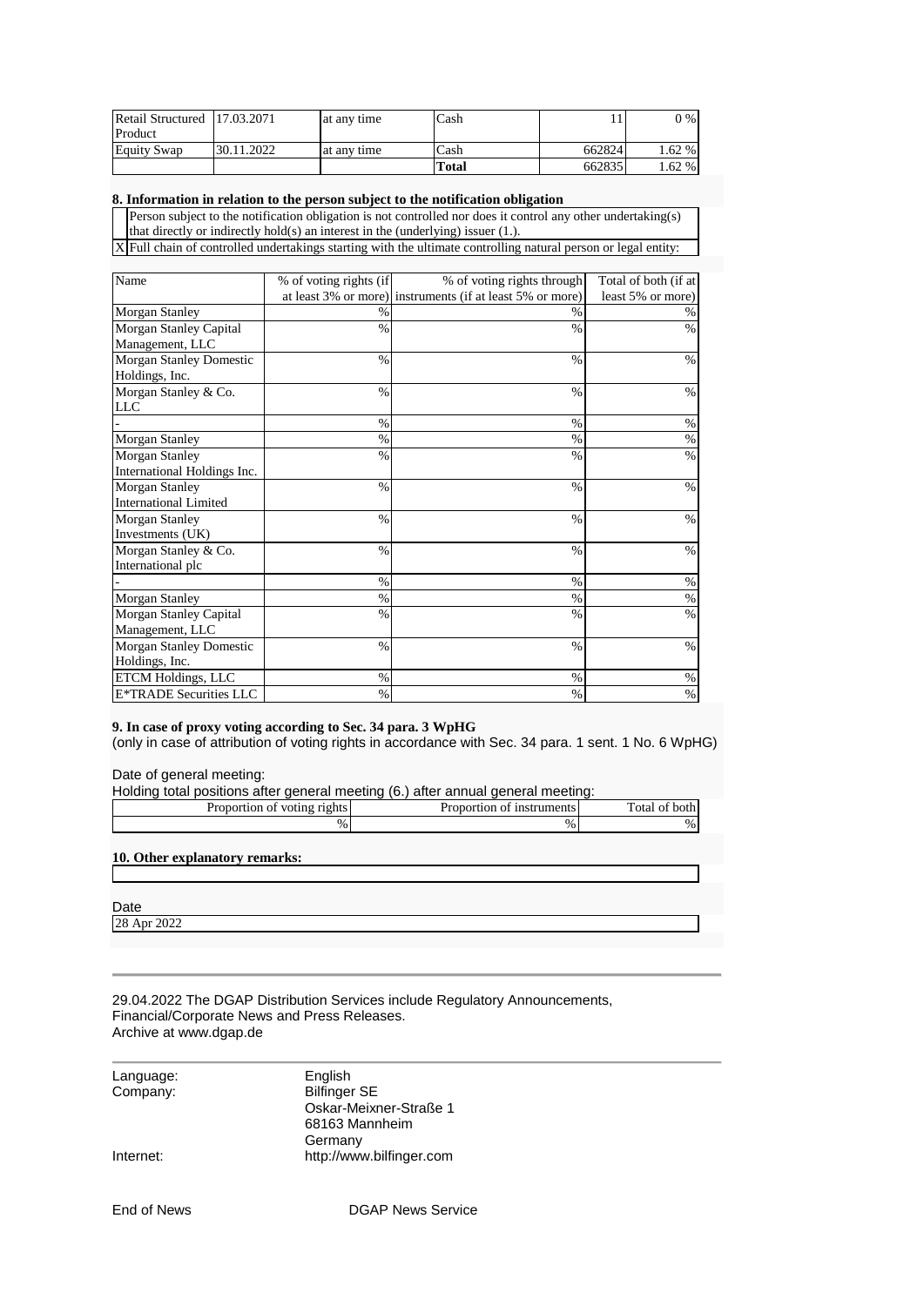| | | | | | |
|---|---|---|---|---|---|
| Retail Structured Product | 17.03.2071 | at any time | Cash | 11 | 0 % |
| Equity Swap | 30.11.2022 | at any time | Cash | 662824 | 1.62 % |
| | | | **Total** | 662835 | 1.62 % |

**8. Information in relation to the person subject to the notification obligation**

| | |
|---|---|
| | Person subject to the notification obligation is not controlled nor does it control any other undertaking(s) that directly or indirectly hold(s) an interest in the (underlying) issuer (1.). |
| X | Full chain of controlled undertakings starting with the ultimate controlling natural person or legal entity: |

| Name | % of voting rights (if at least 3% or more) | % of voting rights through instruments (if at least 5% or more) | Total of both (if at least 5% or more) |
|---|---|---|---|
| Morgan Stanley | % | % | % |
| Morgan Stanley Capital Management, LLC | % | % | % |
| Morgan Stanley Domestic Holdings, Inc. | % | % | % |
| Morgan Stanley & Co. LLC | % | % | % |
| - | % | % | % |
| Morgan Stanley | % | % | % |
| Morgan Stanley International Holdings Inc. | % | % | % |
| Morgan Stanley International Limited | % | % | % |
| Morgan Stanley Investments (UK) | % | % | % |
| Morgan Stanley & Co. International plc | % | % | % |
| - | % | % | % |
| Morgan Stanley | % | % | % |
| Morgan Stanley Capital Management, LLC | % | % | % |
| Morgan Stanley Domestic Holdings, Inc. | % | % | % |
| ETCM Holdings, LLC | % | % | % |
| E*TRADE Securities LLC | % | % | % |

**9. In case of proxy voting according to Sec. 34 para. 3 WpHG**
(only in case of attribution of voting rights in accordance with Sec. 34 para. 1 sent. 1 No. 6 WpHG)

Date of general meeting:
Holding total positions after general meeting (6.) after annual general meeting:

| Proportion of voting rights | Proportion of instruments | Total of both |
|---|---|---|
| % | % | % |

**10. Other explanatory remarks:**

Date
28 Apr 2022

29.04.2022 The DGAP Distribution Services include Regulatory Announcements, Financial/Corporate News and Press Releases.
Archive at www.dgap.de

| | |
|---|---|
| Language: | English |
| Company: | Bilfinger SE<br>Oskar-Meixner-Straße 1<br>68163 Mannheim<br>Germany |
| Internet: | http://www.bilfinger.com |

End of News DGAP News Service